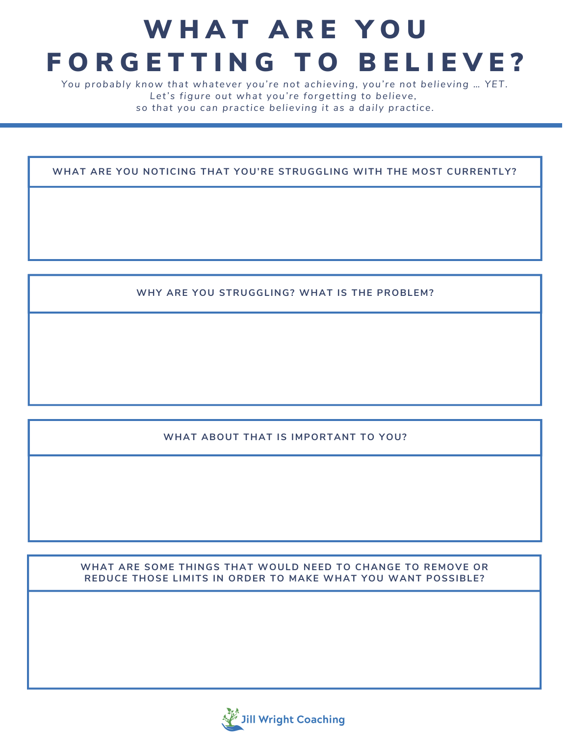# WHAT ARE YOU FORGETTING TO BELIEVE?

*You probably know that whatever you're not achieving, you're not believing … YET.*
*Let's figure out what you're forgetting to believe,*
*so that you can practice believing it as a daily practice.*

---

**WHAT ARE YOU NOTICING THAT YOU'RE STRUGGLING WITH THE MOST CURRENTLY?**

**WHY ARE YOU STRUGGLING? WHAT IS THE PROBLEM?**

**WHAT ABOUT THAT IS IMPORTANT TO YOU?**

**WHAT ARE SOME THINGS THAT WOULD NEED TO CHANGE TO REMOVE OR REDUCE THOSE LIMITS IN ORDER TO MAKE WHAT YOU WANT POSSIBLE?**

Jill Wright Coaching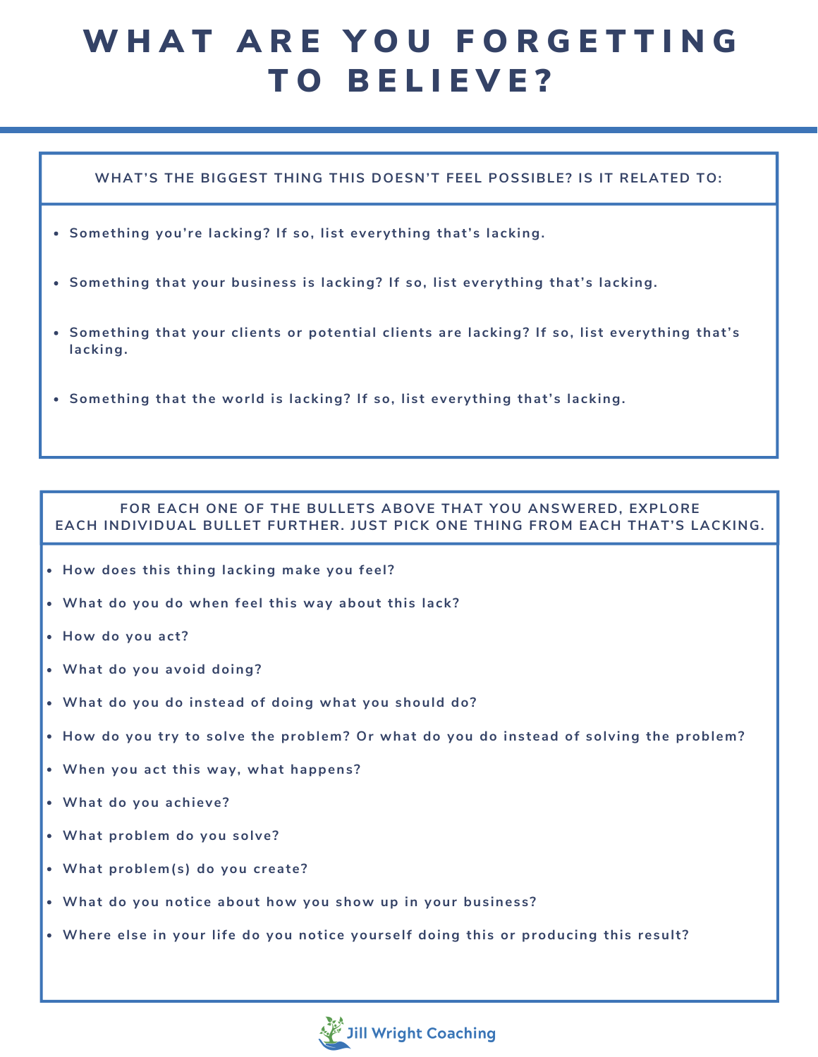# WHAT ARE YOU FORGETTING TO BELIEVE?

**WHAT'S THE BIGGEST THING THIS DOESN'T FEEL POSSIBLE? IS IT RELATED TO:**

- Something you're lacking? If so, list everything that's lacking.
- Something that your business is lacking? If so, list everything that's lacking.
- Something that your clients or potential clients are lacking? If so, list everything that's lacking.
- Something that the world is lacking? If so, list everything that's lacking.

**FOR EACH ONE OF THE BULLETS ABOVE THAT YOU ANSWERED, EXPLORE EACH INDIVIDUAL BULLET FURTHER. JUST PICK ONE THING FROM EACH THAT'S LACKING.**

- How does this thing lacking make you feel?
- What do you do when feel this way about this lack?
- How do you act?
- What do you avoid doing?
- What do you do instead of doing what you should do?
- How do you try to solve the problem? Or what do you do instead of solving the problem?
- When you act this way, what happens?
- What do you achieve?
- What problem do you solve?
- What problem(s) do you create?
- What do you notice about how you show up in your business?
- Where else in your life do you notice yourself doing this or producing this result?

Jill Wright Coaching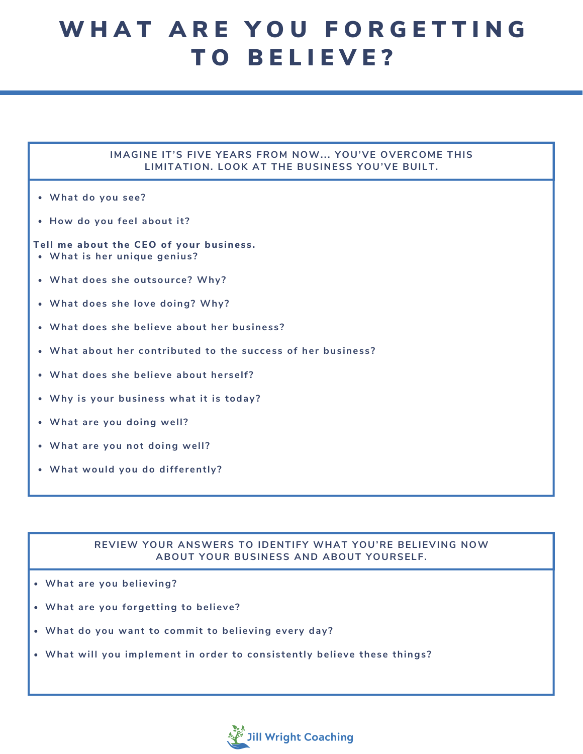# WHAT ARE YOU FORGETTING TO BELIEVE?

## IMAGINE IT'S FIVE YEARS FROM NOW... YOU'VE OVERCOME THIS LIMITATION. LOOK AT THE BUSINESS YOU'VE BUILT.

- What do you see?
- How do you feel about it?

**Tell me about the CEO of your business.**

- What is her unique genius?
- What does she outsource? Why?
- What does she love doing? Why?
- What does she believe about her business?
- What about her contributed to the success of her business?
- What does she believe about herself?
- Why is your business what it is today?
- What are you doing well?
- What are you not doing well?
- What would you do differently?

## REVIEW YOUR ANSWERS TO IDENTIFY WHAT YOU'RE BELIEVING NOW ABOUT YOUR BUSINESS AND ABOUT YOURSELF.

- What are you believing?
- What are you forgetting to believe?
- What do you want to commit to believing every day?
- What will you implement in order to consistently believe these things?

Jill Wright Coaching